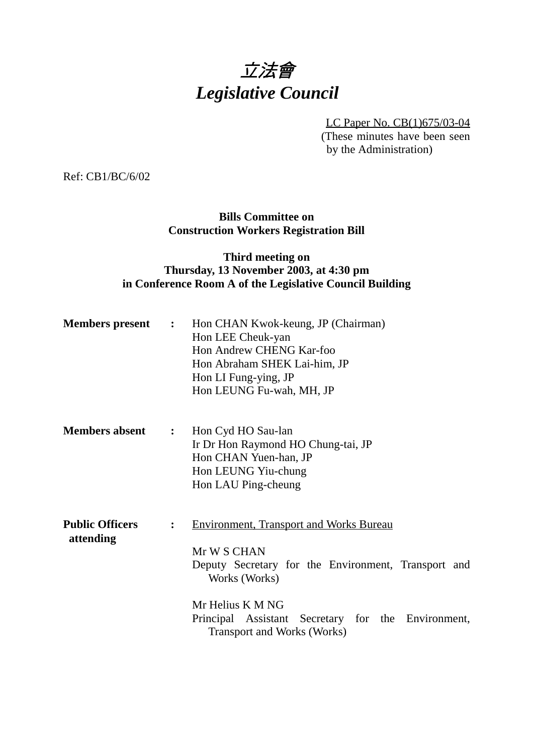# *立法會*
# *Legislative Council*

LC Paper No. CB(1)675/03-04
(These minutes have been seen by the Administration)

Ref: CB1/BC/6/02

**Bills Committee on Construction Workers Registration Bill**

**Third meeting on Thursday, 13 November 2003, at 4:30 pm in Conference Room A of the Legislative Council Building**

**Members present** : Hon CHAN Kwok-keung, JP (Chairman)
Hon LEE Cheuk-yan
Hon Andrew CHENG Kar-foo
Hon Abraham SHEK Lai-him, JP
Hon LI Fung-ying, JP
Hon LEUNG Fu-wah, MH, JP

**Members absent** : Hon Cyd HO Sau-lan
Ir Dr Hon Raymond HO Chung-tai, JP
Hon CHAN Yuen-han, JP
Hon LEUNG Yiu-chung
Hon LAU Ping-cheung

**Public Officers attending** : Environment, Transport and Works Bureau

Mr W S CHAN
Deputy Secretary for the Environment, Transport and Works (Works)

Mr Helius K M NG
Principal Assistant Secretary for the Environment, Transport and Works (Works)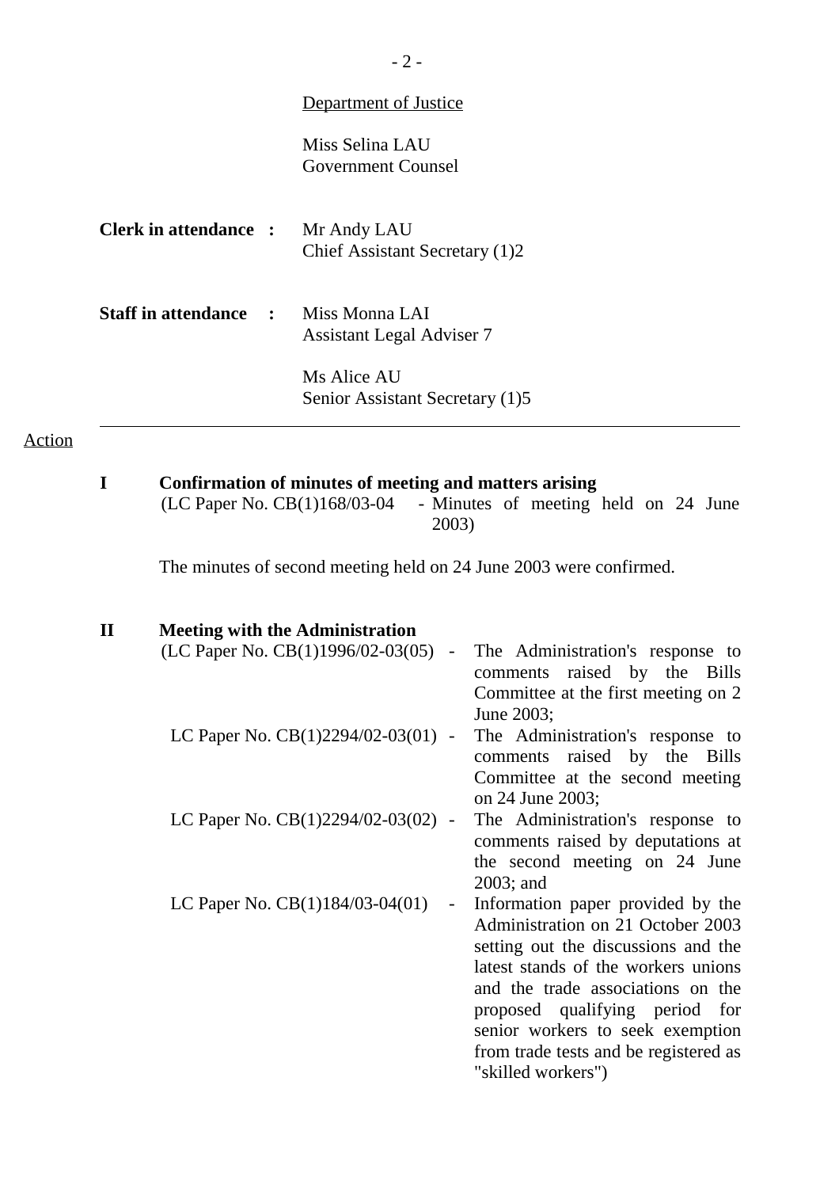Department of Justice

Miss Selina LAU
Government Counsel

**Clerk in attendance :** Mr Andy LAU
Chief Assistant Secretary (1)2

**Staff in attendance :** Miss Monna LAI
Assistant Legal Adviser 7

Ms Alice AU
Senior Assistant Secretary (1)5

---

Action

**I Confirmation of minutes of meeting and matters arising**

(LC Paper No. CB(1)168/03-04 - Minutes of meeting held on 24 June 2003)

The minutes of second meeting held on 24 June 2003 were confirmed.

**II Meeting with the Administration**

(LC Paper No. CB(1)1996/02-03(05) - The Administration's response to comments raised by the Bills Committee at the first meeting on 2 June 2003;

LC Paper No. CB(1)2294/02-03(01) - The Administration's response to comments raised by the Bills Committee at the second meeting on 24 June 2003;

LC Paper No. CB(1)2294/02-03(02) - The Administration's response to comments raised by deputations at the second meeting on 24 June 2003; and

LC Paper No. CB(1)184/03-04(01) - Information paper provided by the Administration on 21 October 2003 setting out the discussions and the latest stands of the workers unions and the trade associations on the proposed qualifying period for senior workers to seek exemption from trade tests and be registered as "skilled workers")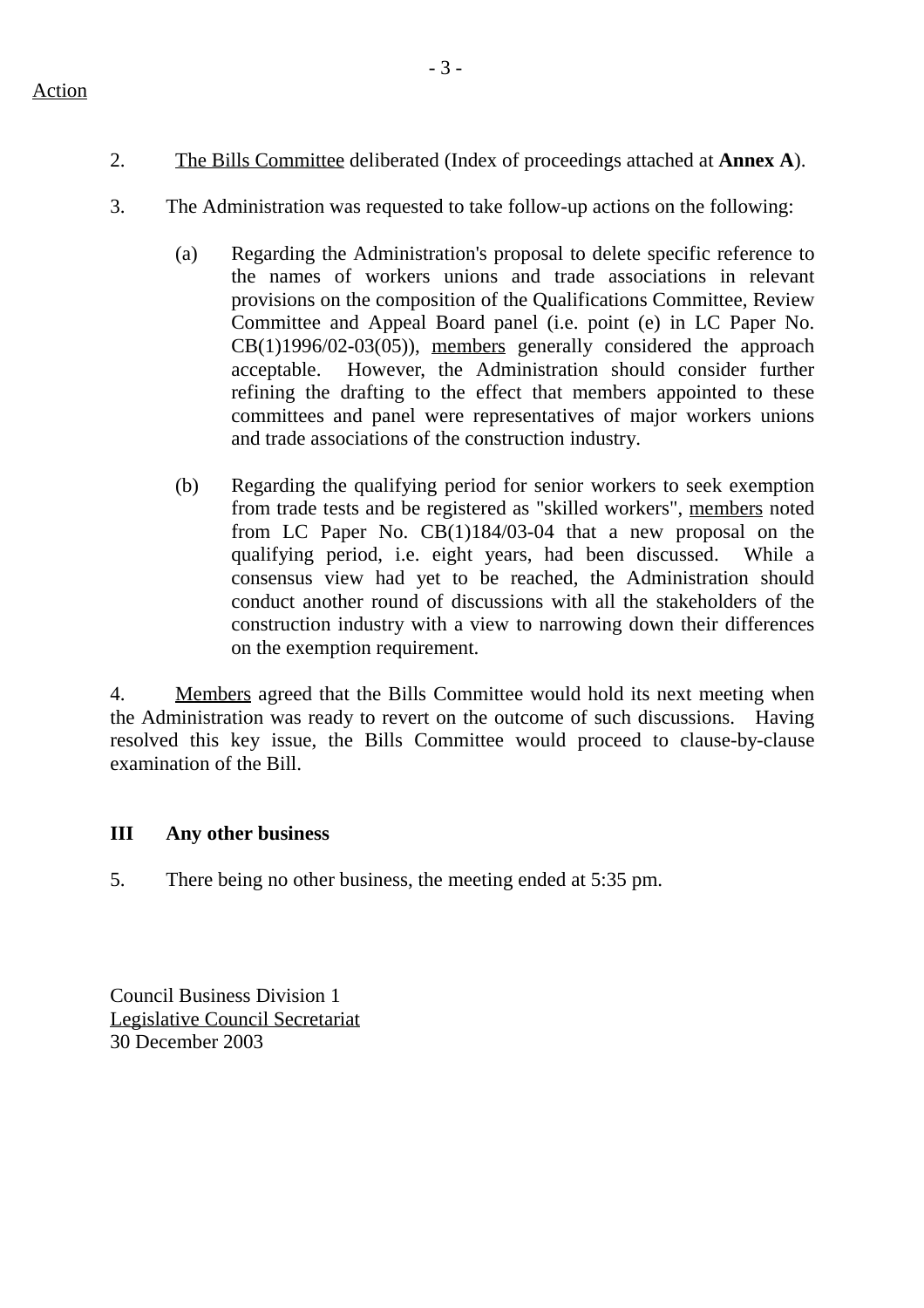Action

2. The Bills Committee deliberated (Index of proceedings attached at **Annex A**).

3. The Administration was requested to take follow-up actions on the following:

(a) Regarding the Administration's proposal to delete specific reference to the names of workers unions and trade associations in relevant provisions on the composition of the Qualifications Committee, Review Committee and Appeal Board panel (i.e. point (e) in LC Paper No. CB(1)1996/02-03(05)), members generally considered the approach acceptable. However, the Administration should consider further refining the drafting to the effect that members appointed to these committees and panel were representatives of major workers unions and trade associations of the construction industry.

(b) Regarding the qualifying period for senior workers to seek exemption from trade tests and be registered as "skilled workers", members noted from LC Paper No. CB(1)184/03-04 that a new proposal on the qualifying period, i.e. eight years, had been discussed. While a consensus view had yet to be reached, the Administration should conduct another round of discussions with all the stakeholders of the construction industry with a view to narrowing down their differences on the exemption requirement.

4. Members agreed that the Bills Committee would hold its next meeting when the Administration was ready to revert on the outcome of such discussions. Having resolved this key issue, the Bills Committee would proceed to clause-by-clause examination of the Bill.

## III Any other business

5. There being no other business, the meeting ended at 5:35 pm.

Council Business Division 1
Legislative Council Secretariat
30 December 2003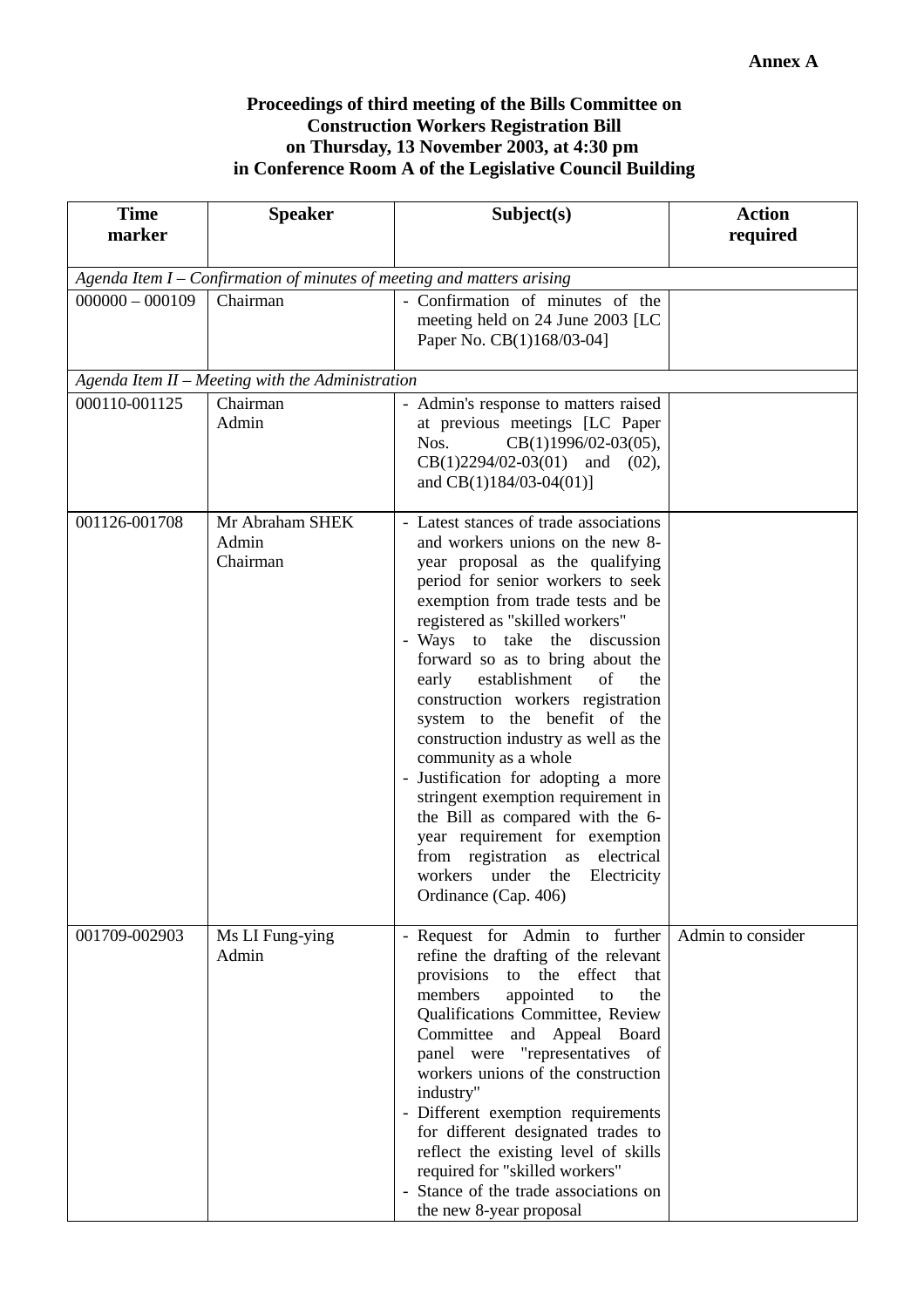**Annex A**

**Proceedings of third meeting of the Bills Committee on Construction Workers Registration Bill on Thursday, 13 November 2003, at 4:30 pm in Conference Room A of the Legislative Council Building**

| Time marker | Speaker | Subject(s) | Action required |
|---|---|---|---|
| *Agenda Item I – Confirmation of minutes of meeting and matters arising* | | | |
| 000000 – 000109 | Chairman | - Confirmation of minutes of the meeting held on 24 June 2003 [LC Paper No. CB(1)168/03-04] | |
| *Agenda Item II – Meeting with the Administration* | | | |
| 000110-001125 | Chairman<br>Admin | - Admin's response to matters raised at previous meetings [LC Paper Nos. CB(1)1996/02-03(05), CB(1)2294/02-03(01) and (02), and CB(1)184/03-04(01)] | |
| 001126-001708 | Mr Abraham SHEK<br>Admin<br>Chairman | - Latest stances of trade associations and workers unions on the new 8-year proposal as the qualifying period for senior workers to seek exemption from trade tests and be registered as "skilled workers"<br>- Ways to take the discussion forward so as to bring about the early establishment of the construction workers registration system to the benefit of the construction industry as well as the community as a whole<br>- Justification for adopting a more stringent exemption requirement in the Bill as compared with the 6-year requirement for exemption from registration as electrical workers under the Electricity Ordinance (Cap. 406) | |
| 001709-002903 | Ms LI Fung-ying<br>Admin | - Request for Admin to further refine the drafting of the relevant provisions to the effect that members appointed to the Qualifications Committee, Review Committee and Appeal Board panel were "representatives of workers unions of the construction industry"<br>- Different exemption requirements for different designated trades to reflect the existing level of skills required for "skilled workers"<br>- Stance of the trade associations on the new 8-year proposal | Admin to consider |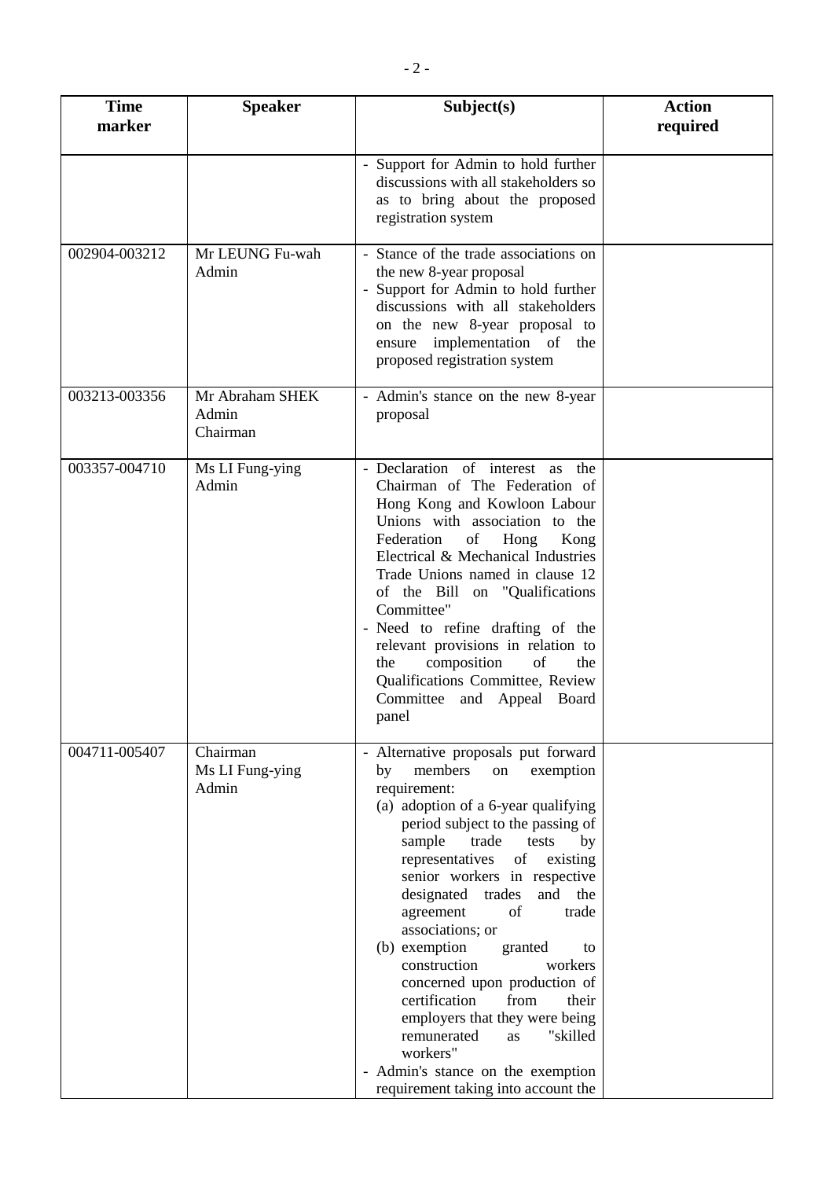| Time marker | Speaker | Subject(s) | Action required |
| --- | --- | --- | --- |
| | | - Support for Admin to hold further discussions with all stakeholders so as to bring about the proposed registration system | |
| 002904-003212 | Mr LEUNG Fu-wah<br>Admin | - Stance of the trade associations on the new 8-year proposal<br>- Support for Admin to hold further discussions with all stakeholders on the new 8-year proposal to ensure implementation of the proposed registration system | |
| 003213-003356 | Mr Abraham SHEK<br>Admin<br>Chairman | - Admin's stance on the new 8-year proposal | |
| 003357-004710 | Ms LI Fung-ying<br>Admin | - Declaration of interest as the Chairman of The Federation of Hong Kong and Kowloon Labour Unions with association to the Federation of Hong Kong Electrical & Mechanical Industries Trade Unions named in clause 12 of the Bill on "Qualifications Committee"<br>- Need to refine drafting of the relevant provisions in relation to the composition of the Qualifications Committee, Review Committee and Appeal Board panel | |
| 004711-005407 | Chairman<br>Ms LI Fung-ying<br>Admin | - Alternative proposals put forward by members on exemption requirement:<br>(a) adoption of a 6-year qualifying period subject to the passing of sample trade tests by representatives of existing senior workers in respective designated trades and the agreement of trade associations; or<br>(b) exemption granted to construction workers concerned upon production of certification from their employers that they were being remunerated as "skilled workers"<br>- Admin's stance on the exemption requirement taking into account the | |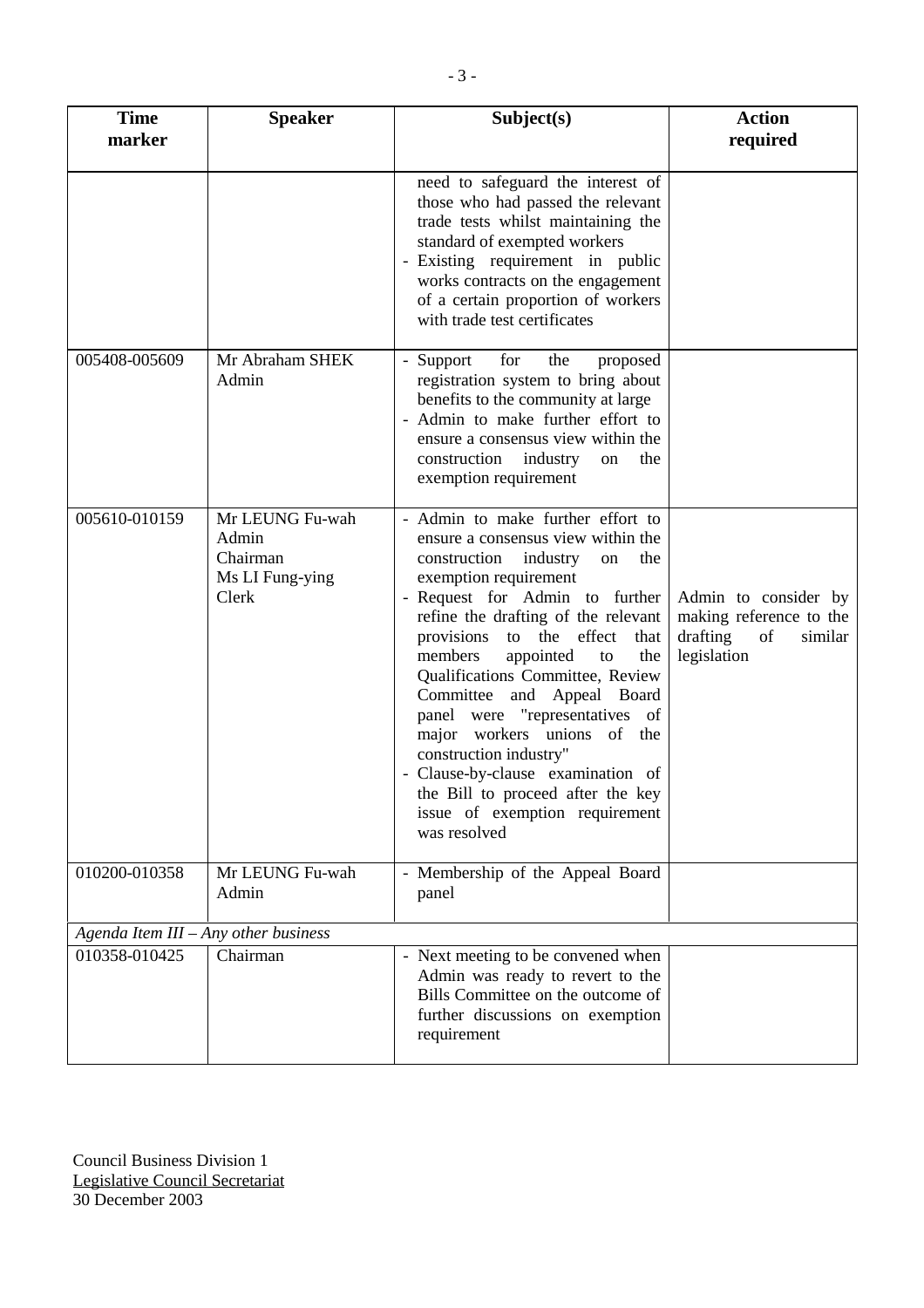| Time marker | Speaker | Subject(s) | Action required |
| --- | --- | --- | --- |
| | | need to safeguard the interest of those who had passed the relevant trade tests whilst maintaining the standard of exempted workers<br>- Existing requirement in public works contracts on the engagement of a certain proportion of workers with trade test certificates | |
| 005408-005609 | Mr Abraham SHEK<br>Admin | - Support for the proposed registration system to bring about benefits to the community at large<br>- Admin to make further effort to ensure a consensus view within the construction industry on the exemption requirement | |
| 005610-010159 | Mr LEUNG Fu-wah<br>Admin<br>Chairman<br>Ms LI Fung-ying<br>Clerk | - Admin to make further effort to ensure a consensus view within the construction industry on the exemption requirement<br>- Request for Admin to further refine the drafting of the relevant provisions to the effect that members appointed to the Qualifications Committee, Review Committee and Appeal Board panel were "representatives of major workers unions of the construction industry"<br>- Clause-by-clause examination of the Bill to proceed after the key issue of exemption requirement was resolved | Admin to consider by making reference to the drafting of similar legislation |
| 010200-010358 | Mr LEUNG Fu-wah<br>Admin | - Membership of the Appeal Board panel | |
| *Agenda Item III – Any other business* | | | |
| 010358-010425 | Chairman | - Next meeting to be convened when Admin was ready to revert to the Bills Committee on the outcome of further discussions on exemption requirement | |

Council Business Division 1
Legislative Council Secretariat
30 December 2003